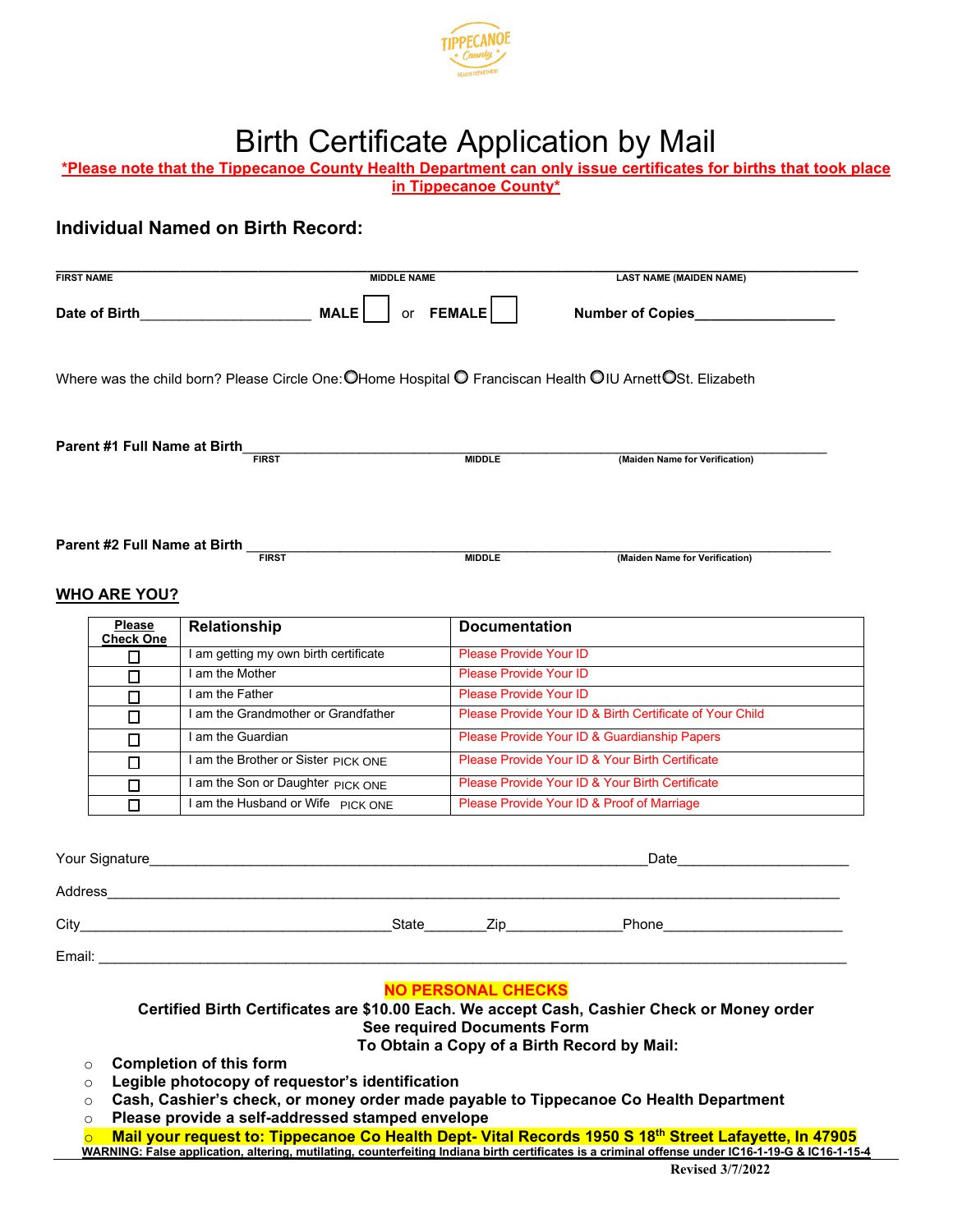TIPPECANOE County HEALTH DEPARTMENT

# Birth Certificate Application by Mail

***Please note that the Tippecanoe County Health Department can only issue certificates for births that took place in Tippecanoe County***

## Individual Named on Birth Record:

______________________________________________________________________________
FIRST NAME MIDDLE NAME LAST NAME (MAIDEN NAME)

**Date of Birth**______________________ **MALE** ☐ or **FEMALE** ☐ **Number of Copies**__________________

Where was the child born? Please Circle One: ○ Home Hospital ○ Franciscan Health ○ IU Arnett ○ St. Elizabeth

**Parent #1 Full Name at Birth**______________________________________________________________
FIRST MIDDLE (Maiden Name for Verification)

**Parent #2 Full Name at Birth** ______________________________________________________________
FIRST MIDDLE (Maiden Name for Verification)

## WHO ARE YOU?

| Please Check One | Relationship | Documentation |
|---|---|---|
| ☐ | I am getting my own birth certificate | Please Provide Your ID |
| ☐ | I am the Mother | Please Provide Your ID |
| ☐ | I am the Father | Please Provide Your ID |
| ☐ | I am the Grandmother or Grandfather | Please Provide Your ID & Birth Certificate of Your Child |
| ☐ | I am the Guardian | Please Provide Your ID & Guardianship Papers |
| ☐ | I am the Brother or Sister PICK ONE | Please Provide Your ID & Your Birth Certificate |
| ☐ | I am the Son or Daughter PICK ONE | Please Provide Your ID & Your Birth Certificate |
| ☐ | I am the Husband or Wife PICK ONE | Please Provide Your ID & Proof of Marriage |

Your Signature______________________________________________________________Date_____________________

Address_____________________________________________________________________________________

City_______________________________________State________Zip______________Phone______________________

Email: _____________________________________________________________________________________

**NO PERSONAL CHECKS**

**Certified Birth Certificates are $10.00 Each. We accept Cash, Cashier Check or Money order**
**See required Documents Form**
**To Obtain a Copy of a Birth Record by Mail:**

- **Completion of this form**
- **Legible photocopy of requestor's identification**
- **Cash, Cashier's check, or money order made payable to Tippecanoe Co Health Department**
- **Please provide a self-addressed stamped envelope**
- **Mail your request to: Tippecanoe Co Health Dept- Vital Records 1950 S 18th Street Lafayette, In 47905**

**WARNING: False application, altering, mutilating, counterfeiting Indiana birth certificates is a criminal offense under IC16-1-19-G & IC16-1-15-4**

**Revised 3/7/2022**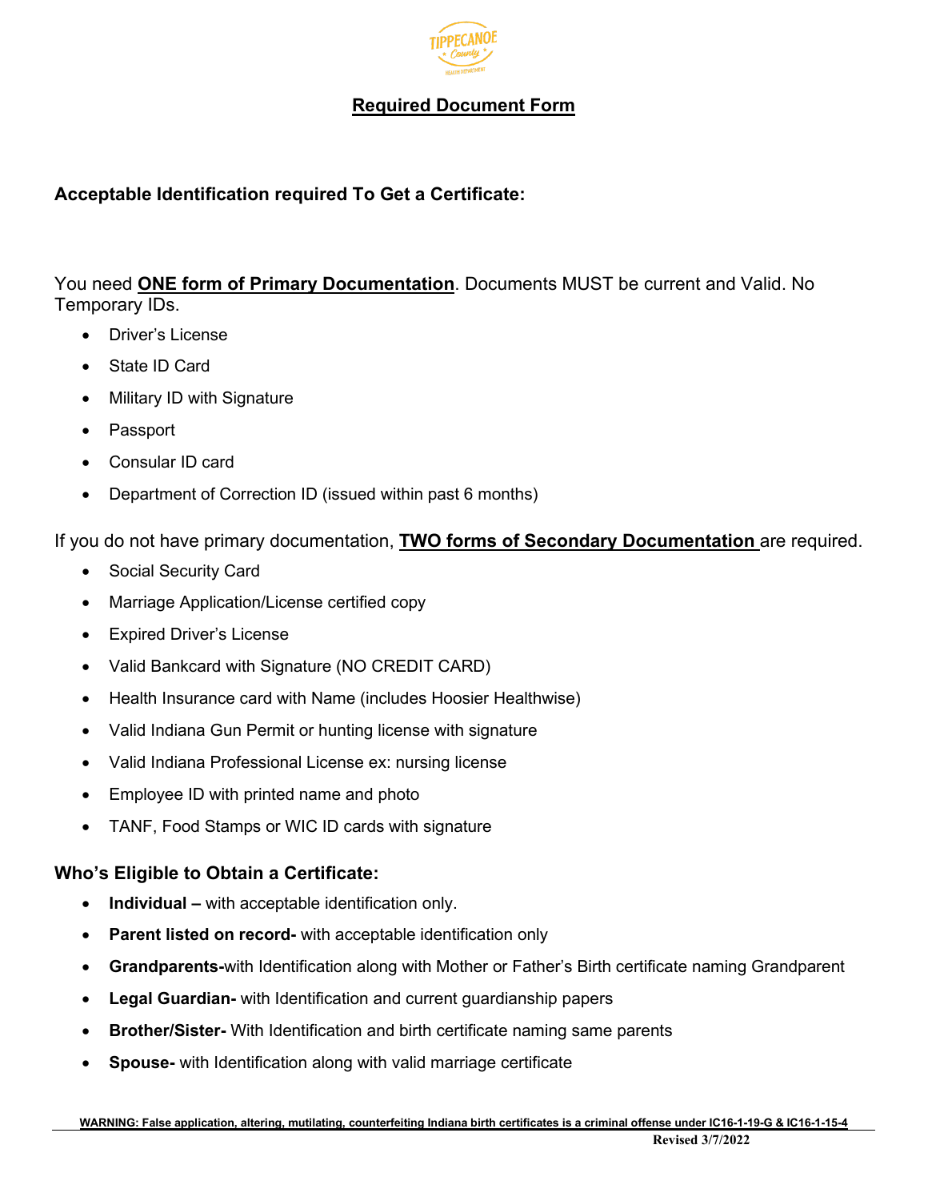## Required Document Form

### Acceptable Identification required To Get a Certificate:

You need **ONE form of Primary Documentation**. Documents MUST be current and Valid. No Temporary IDs.

- Driver's License
- State ID Card
- Military ID with Signature
- Passport
- Consular ID card
- Department of Correction ID (issued within past 6 months)

If you do not have primary documentation, **TWO forms of Secondary Documentation** are required.

- Social Security Card
- Marriage Application/License certified copy
- Expired Driver's License
- Valid Bankcard with Signature (NO CREDIT CARD)
- Health Insurance card with Name (includes Hoosier Healthwise)
- Valid Indiana Gun Permit or hunting license with signature
- Valid Indiana Professional License ex: nursing license
- Employee ID with printed name and photo
- TANF, Food Stamps or WIC ID cards with signature

### Who's Eligible to Obtain a Certificate:

- **Individual –** with acceptable identification only.
- **Parent listed on record-** with acceptable identification only
- **Grandparents-**with Identification along with Mother or Father's Birth certificate naming Grandparent
- **Legal Guardian-** with Identification and current guardianship papers
- **Brother/Sister-** With Identification and birth certificate naming same parents
- **Spouse-** with Identification along with valid marriage certificate

**WARNING: False application, altering, mutilating, counterfeiting Indiana birth certificates is a criminal offense under IC16-1-19-G & IC16-1-15-4**

**Revised 3/7/2022**